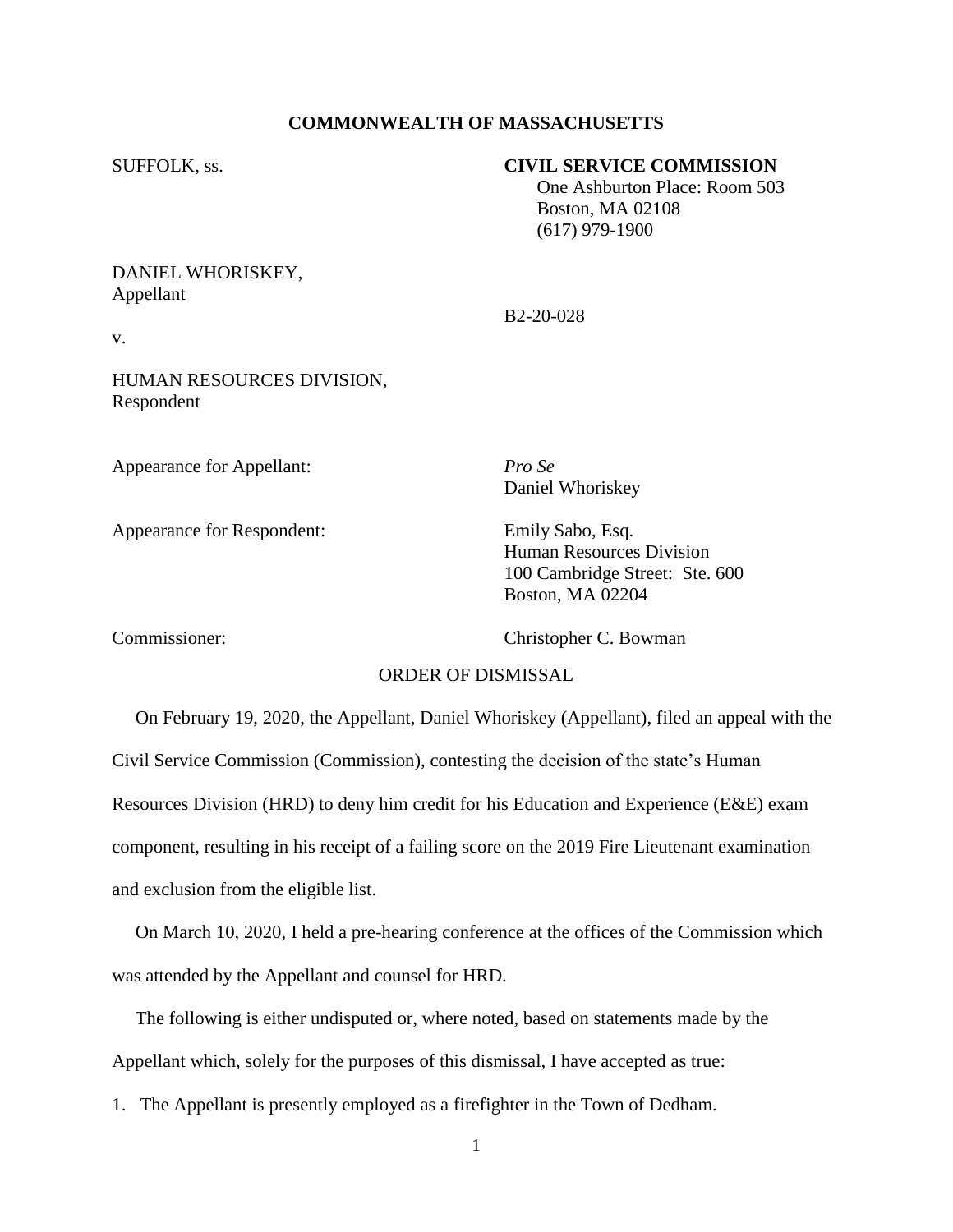**COMMONWEALTH OF MASSACHUSETTS**

SUFFOLK, ss.

**CIVIL SERVICE COMMISSION**
One Ashburton Place: Room 503
Boston, MA 02108
(617) 979-1900

DANIEL WHORISKEY,
Appellant

v.

B2-20-028

HUMAN RESOURCES DIVISION,
Respondent

Appearance for Appellant: *Pro Se*
Daniel Whoriskey

Appearance for Respondent: Emily Sabo, Esq.
Human Resources Division
100 Cambridge Street: Ste. 600
Boston, MA 02204

Commissioner: Christopher C. Bowman

ORDER OF DISMISSAL

On February 19, 2020, the Appellant, Daniel Whoriskey (Appellant), filed an appeal with the Civil Service Commission (Commission), contesting the decision of the state's Human Resources Division (HRD) to deny him credit for his Education and Experience (E&E) exam component, resulting in his receipt of a failing score on the 2019 Fire Lieutenant examination and exclusion from the eligible list.

On March 10, 2020, I held a pre-hearing conference at the offices of the Commission which was attended by the Appellant and counsel for HRD.

The following is either undisputed or, where noted, based on statements made by the Appellant which, solely for the purposes of this dismissal, I have accepted as true:

1. The Appellant is presently employed as a firefighter in the Town of Dedham.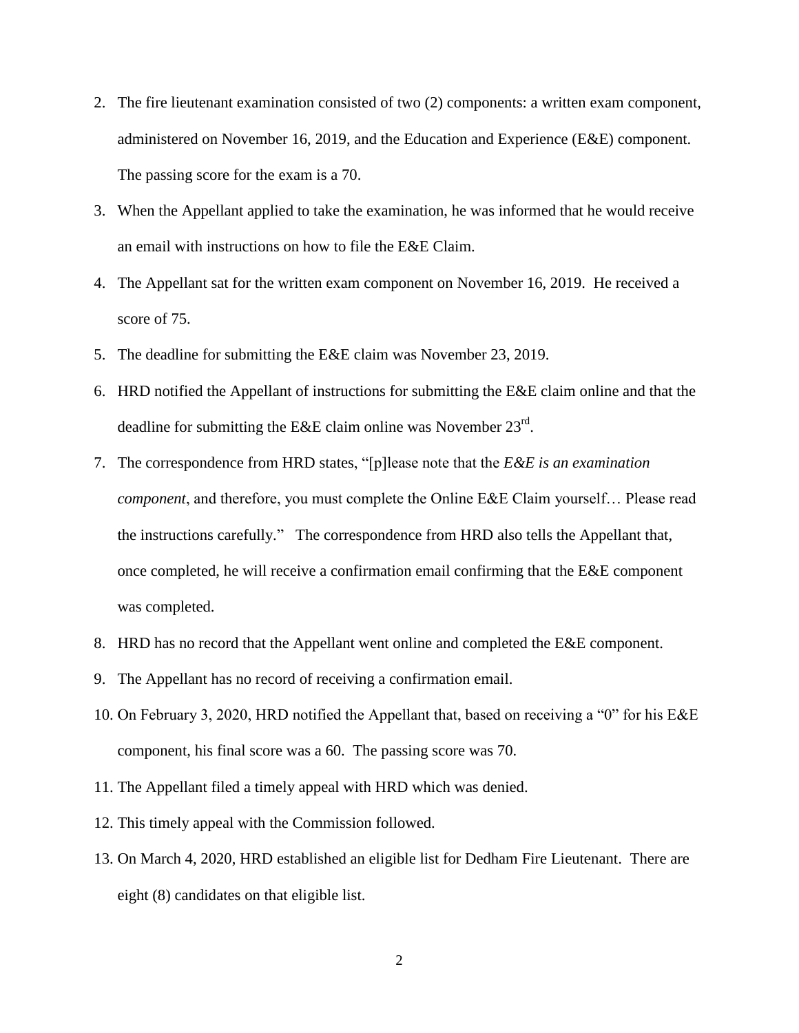2. The fire lieutenant examination consisted of two (2) components: a written exam component, administered on November 16, 2019, and the Education and Experience (E&E) component. The passing score for the exam is a 70.
3. When the Appellant applied to take the examination, he was informed that he would receive an email with instructions on how to file the E&E Claim.
4. The Appellant sat for the written exam component on November 16, 2019. He received a score of 75.
5. The deadline for submitting the E&E claim was November 23, 2019.
6. HRD notified the Appellant of instructions for submitting the E&E claim online and that the deadline for submitting the E&E claim online was November 23rd.
7. The correspondence from HRD states, "[p]lease note that the *E&E is an examination component*, and therefore, you must complete the Online E&E Claim yourself… Please read the instructions carefully." The correspondence from HRD also tells the Appellant that, once completed, he will receive a confirmation email confirming that the E&E component was completed.
8. HRD has no record that the Appellant went online and completed the E&E component.
9. The Appellant has no record of receiving a confirmation email.
10. On February 3, 2020, HRD notified the Appellant that, based on receiving a "0" for his E&E component, his final score was a 60. The passing score was 70.
11. The Appellant filed a timely appeal with HRD which was denied.
12. This timely appeal with the Commission followed.
13. On March 4, 2020, HRD established an eligible list for Dedham Fire Lieutenant. There are eight (8) candidates on that eligible list.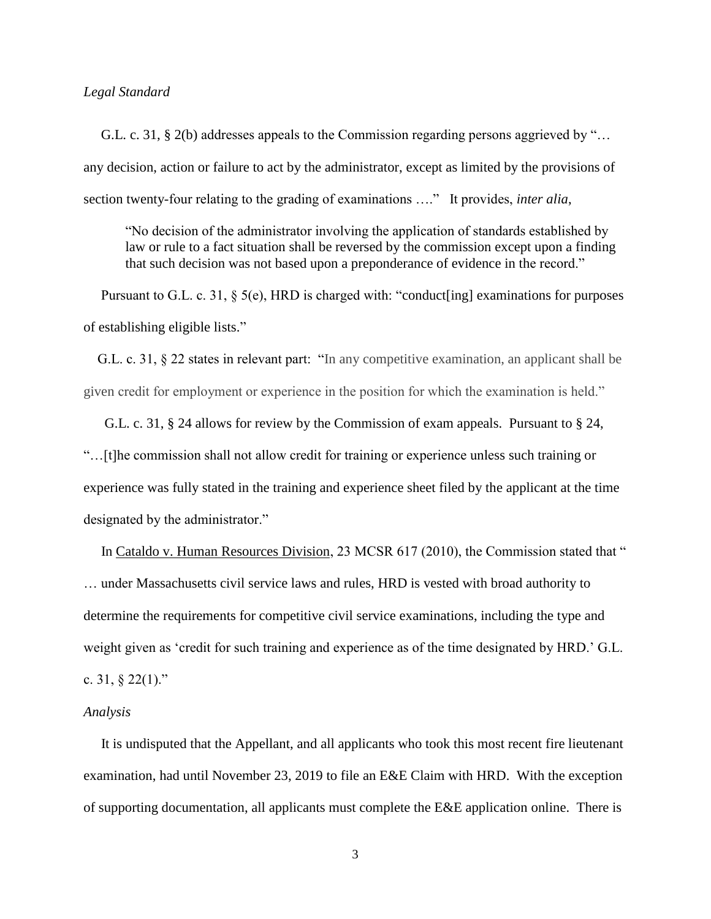*Legal Standard*

G.L. c. 31, § 2(b) addresses appeals to the Commission regarding persons aggrieved by "… any decision, action or failure to act by the administrator, except as limited by the provisions of section twenty-four relating to the grading of examinations …." It provides, *inter alia*,

> "No decision of the administrator involving the application of standards established by law or rule to a fact situation shall be reversed by the commission except upon a finding that such decision was not based upon a preponderance of evidence in the record."

Pursuant to G.L. c. 31, § 5(e), HRD is charged with: "conduct[ing] examinations for purposes of establishing eligible lists."

G.L. c. 31, § 22 states in relevant part: "In any competitive examination, an applicant shall be given credit for employment or experience in the position for which the examination is held."

G.L. c. 31, § 24 allows for review by the Commission of exam appeals. Pursuant to § 24, "…[t]he commission shall not allow credit for training or experience unless such training or experience was fully stated in the training and experience sheet filed by the applicant at the time designated by the administrator."

In Cataldo v. Human Resources Division, 23 MCSR 617 (2010), the Commission stated that " … under Massachusetts civil service laws and rules, HRD is vested with broad authority to determine the requirements for competitive civil service examinations, including the type and weight given as 'credit for such training and experience as of the time designated by HRD.' G.L. c. 31, § 22(1)."

*Analysis*

It is undisputed that the Appellant, and all applicants who took this most recent fire lieutenant examination, had until November 23, 2019 to file an E&E Claim with HRD. With the exception of supporting documentation, all applicants must complete the E&E application online. There is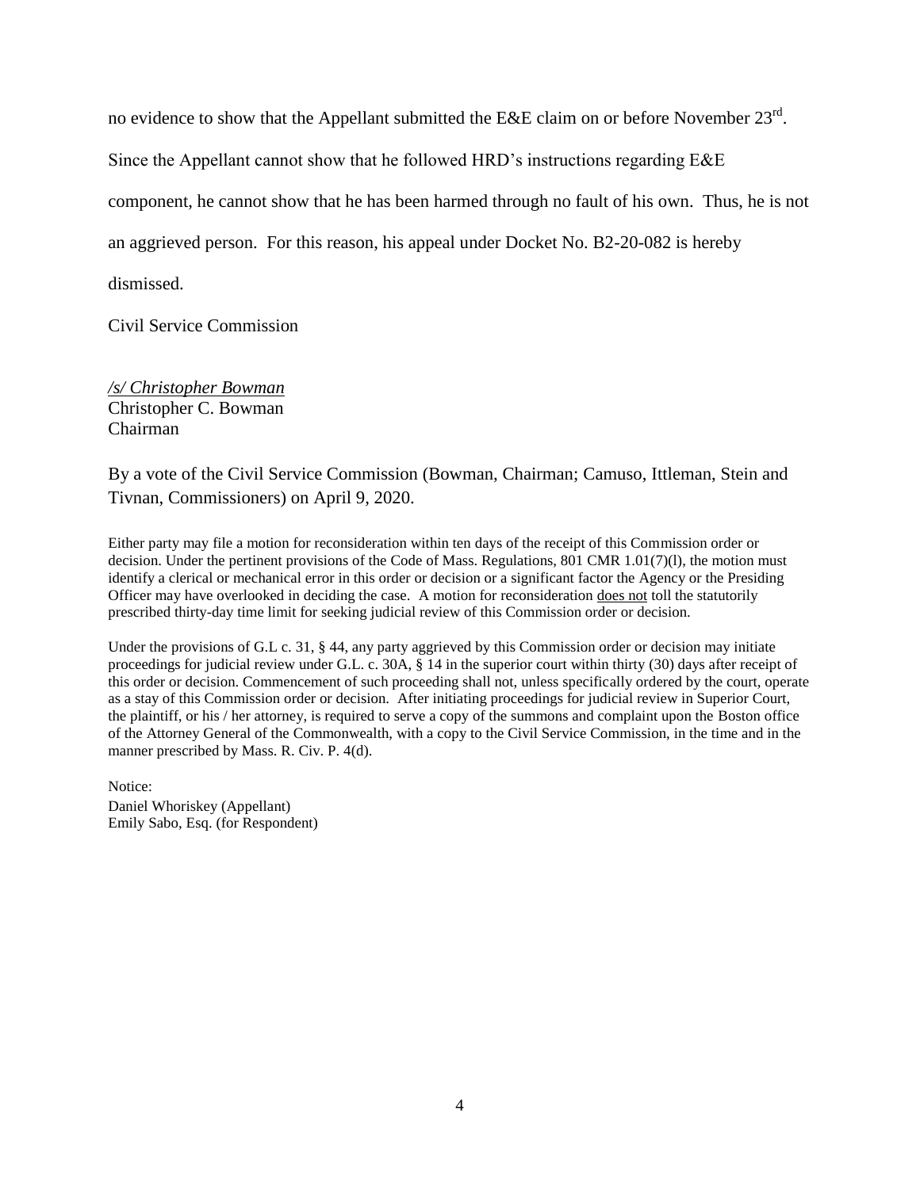no evidence to show that the Appellant submitted the E&E claim on or before November 23rd.

Since the Appellant cannot show that he followed HRD's instructions regarding E&E component, he cannot show that he has been harmed through no fault of his own. Thus, he is not an aggrieved person. For this reason, his appeal under Docket No. B2-20-082 is hereby dismissed.

Civil Service Commission

*/s/ Christopher Bowman*
Christopher C. Bowman
Chairman

By a vote of the Civil Service Commission (Bowman, Chairman; Camuso, Ittleman, Stein and Tivnan, Commissioners) on April 9, 2020.

Either party may file a motion for reconsideration within ten days of the receipt of this Commission order or decision. Under the pertinent provisions of the Code of Mass. Regulations, 801 CMR 1.01(7)(l), the motion must identify a clerical or mechanical error in this order or decision or a significant factor the Agency or the Presiding Officer may have overlooked in deciding the case. A motion for reconsideration does not toll the statutorily prescribed thirty-day time limit for seeking judicial review of this Commission order or decision.

Under the provisions of G.L c. 31, § 44, any party aggrieved by this Commission order or decision may initiate proceedings for judicial review under G.L. c. 30A, § 14 in the superior court within thirty (30) days after receipt of this order or decision. Commencement of such proceeding shall not, unless specifically ordered by the court, operate as a stay of this Commission order or decision. After initiating proceedings for judicial review in Superior Court, the plaintiff, or his / her attorney, is required to serve a copy of the summons and complaint upon the Boston office of the Attorney General of the Commonwealth, with a copy to the Civil Service Commission, in the time and in the manner prescribed by Mass. R. Civ. P. 4(d).

Notice:
Daniel Whoriskey (Appellant)
Emily Sabo, Esq. (for Respondent)